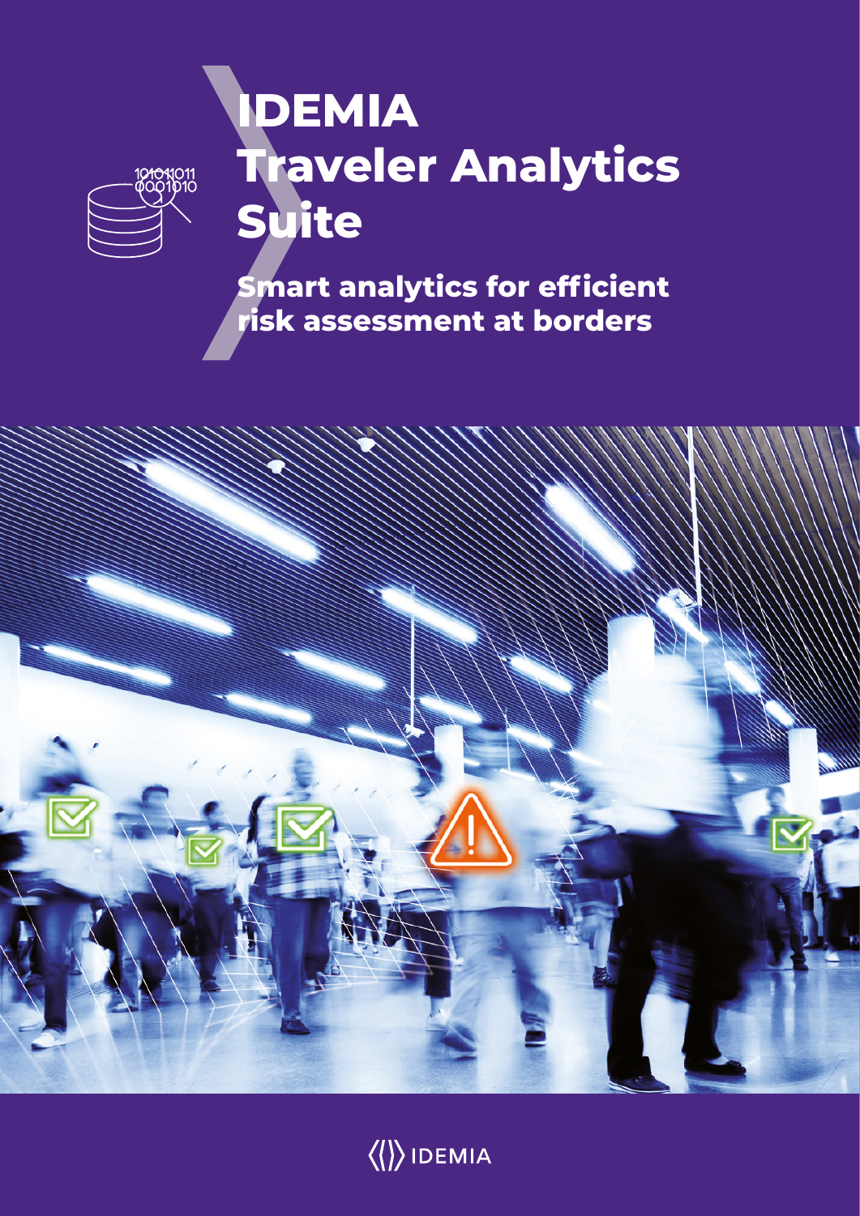# IDEMIA Traveler Analytics Suite

## Smart analytics for efficient risk assessment at borders

IDEMIA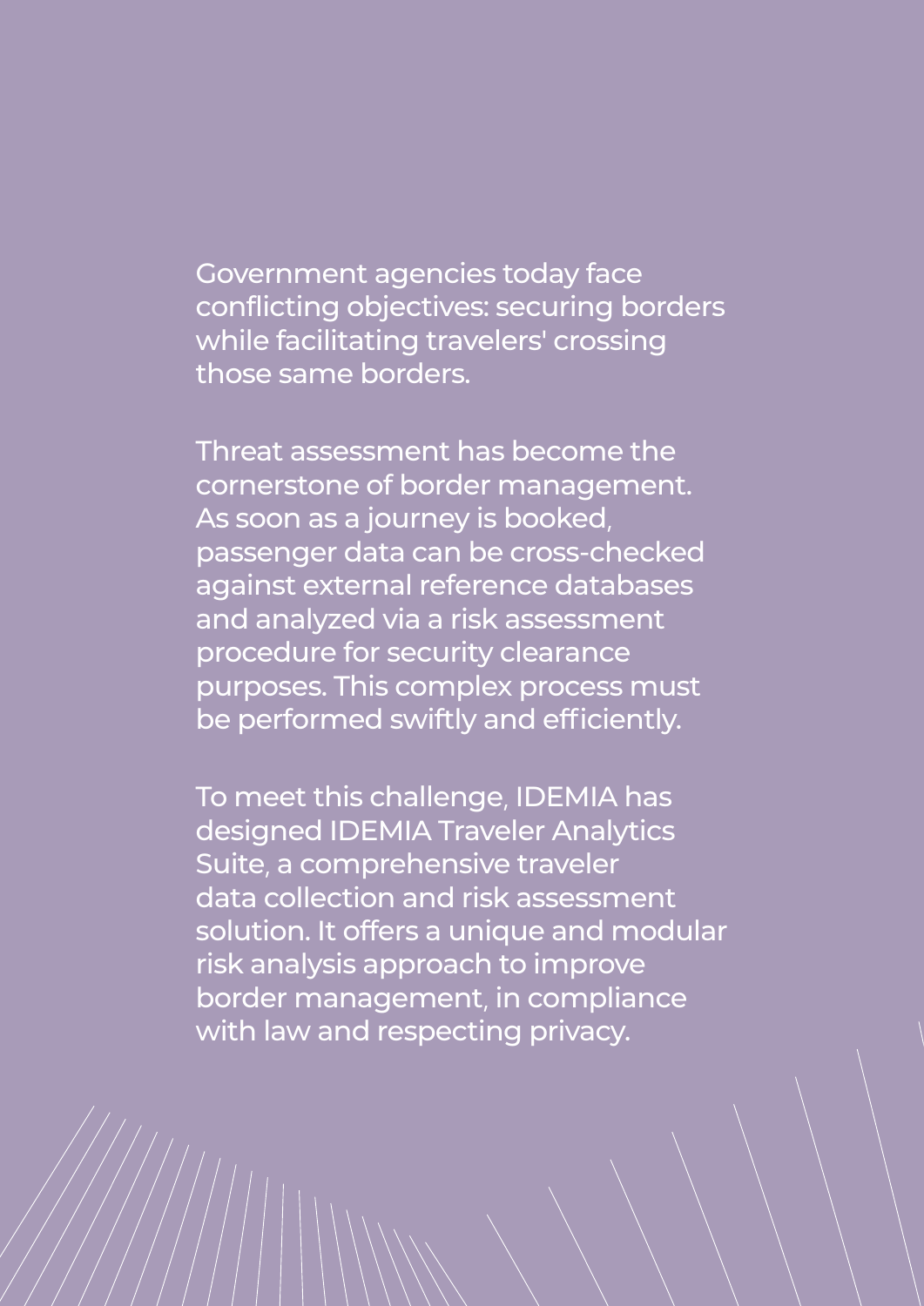Government agencies today face conflicting objectives: securing borders while facilitating travelers' crossing those same borders.

Threat assessment has become the cornerstone of border management. As soon as a journey is booked, passenger data can be cross-checked against external reference databases and analyzed via a risk assessment procedure for security clearance purposes. This complex process must be performed swiftly and efficiently.

To meet this challenge, IDEMIA has designed IDEMIA Traveler Analytics Suite, a comprehensive traveler data collection and risk assessment solution. It offers a unique and modular risk analysis approach to improve border management, in compliance with law and respecting privacy.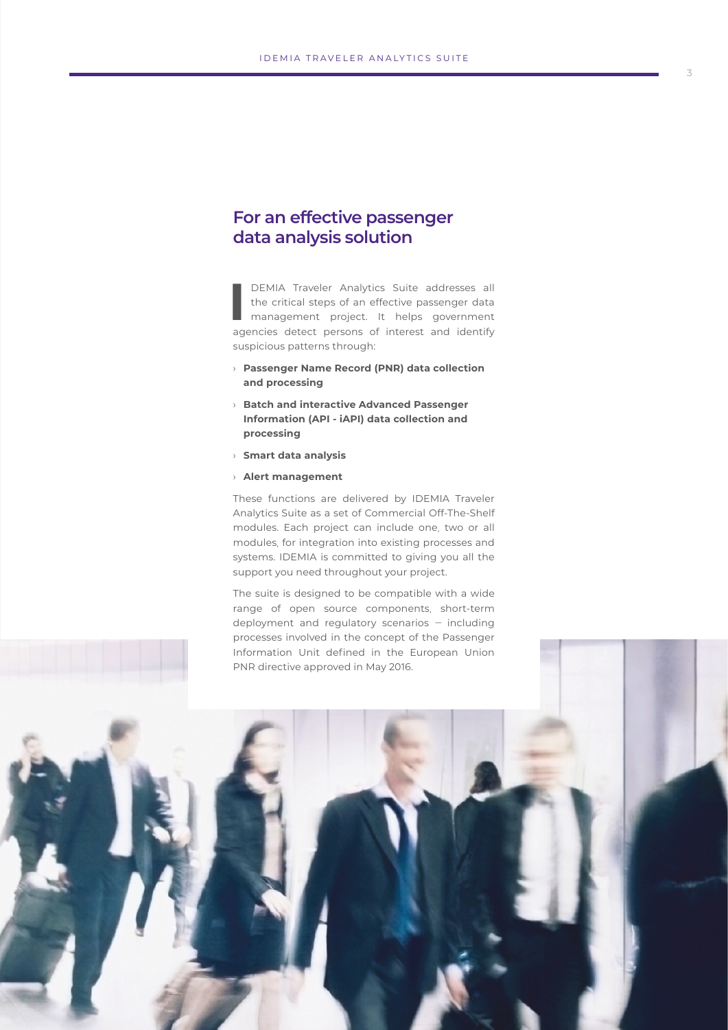## For an effective passenger data analysis solution

IDEMIA Traveler Analytics Suite addresses all the critical steps of an effective passenger data management project. It helps government agencies detect persons of interest and identify suspicious patterns through:

- **Passenger Name Record (PNR) data collection and processing**
- **Batch and interactive Advanced Passenger Information (API - iAPI) data collection and processing**
- **Smart data analysis**
- **Alert management**

These functions are delivered by IDEMIA Traveler Analytics Suite as a set of Commercial Off-The-Shelf modules. Each project can include one, two or all modules, for integration into existing processes and systems. IDEMIA is committed to giving you all the support you need throughout your project.

The suite is designed to be compatible with a wide range of open source components, short-term deployment and regulatory scenarios – including processes involved in the concept of the Passenger Information Unit defined in the European Union PNR directive approved in May 2016.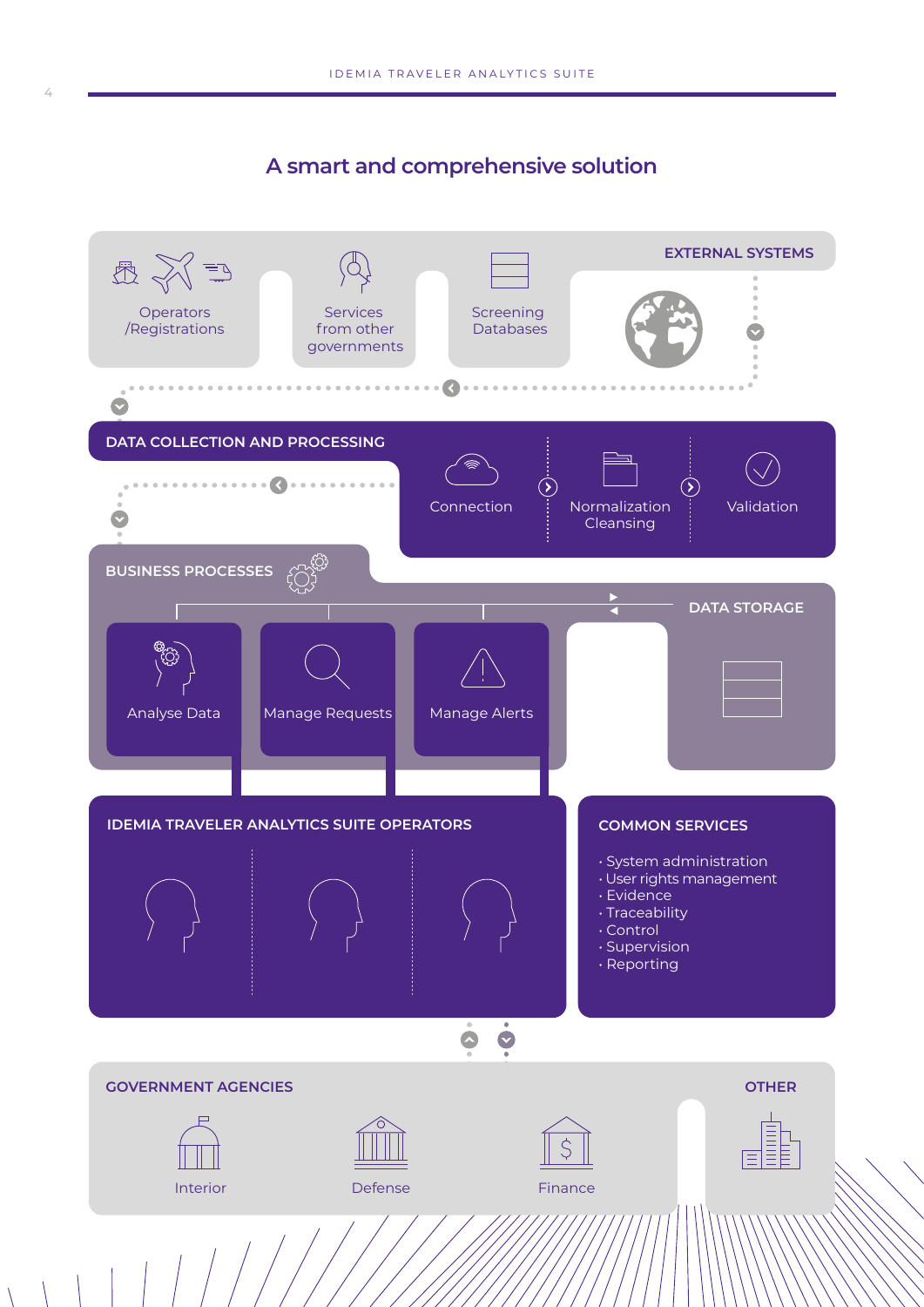## A smart and comprehensive solution

### EXTERNAL SYSTEMS

- Operators /Registrations
- Services from other governments
- Screening Databases

### DATA COLLECTION AND PROCESSING

- Connection
- Normalization Cleansing
- Validation

### BUSINESS PROCESSES

- Analyse Data
- Manage Requests
- Manage Alerts

### DATA STORAGE

### IDEMIA TRAVELER ANALYTICS SUITE OPERATORS

### COMMON SERVICES

- System administration
- User rights management
- Evidence
- Traceability
- Control
- Supervision
- Reporting

### GOVERNMENT AGENCIES

- Interior
- Defense
- Finance

### OTHER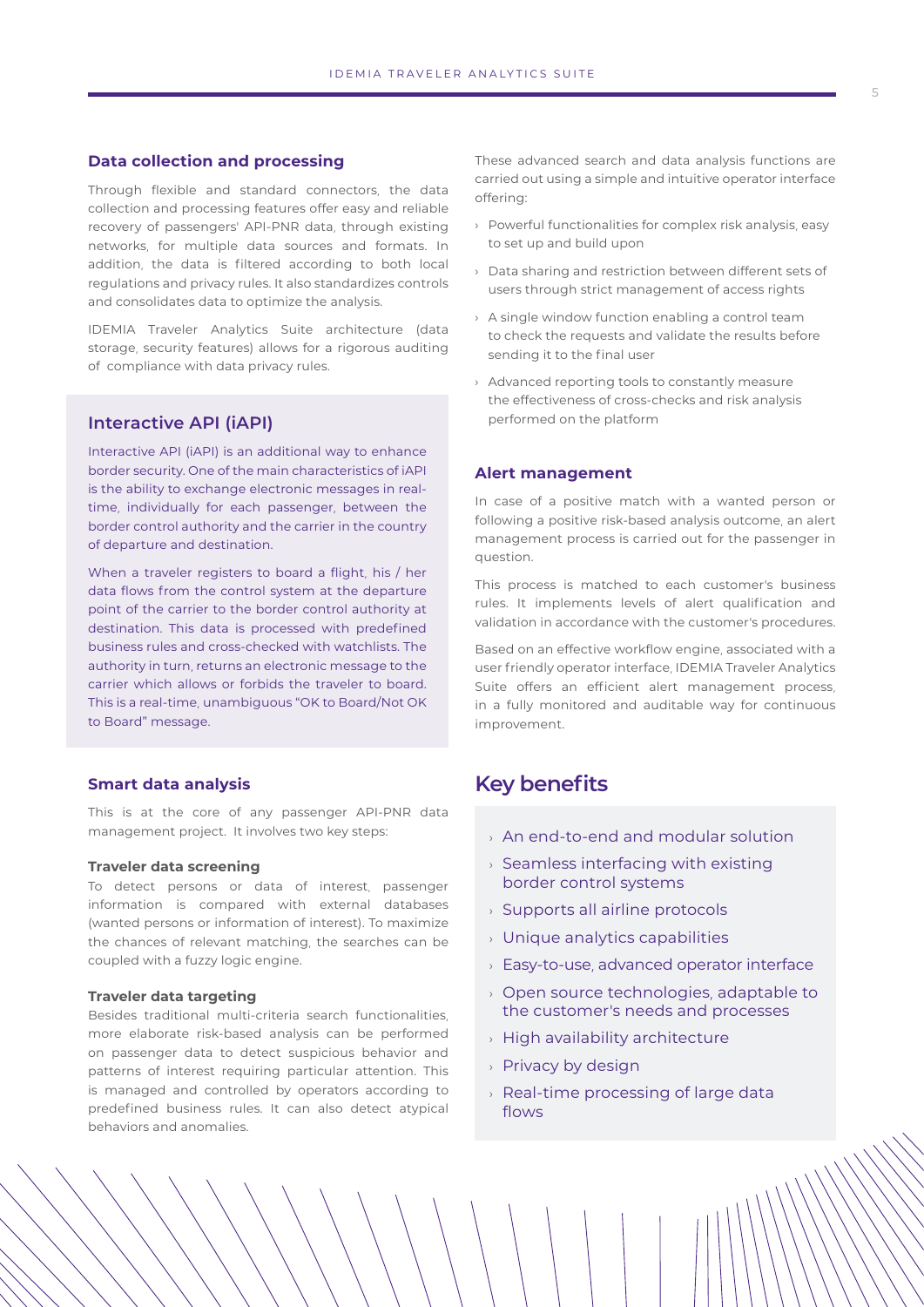### Data collection and processing

Through flexible and standard connectors, the data collection and processing features offer easy and reliable recovery of passengers' API-PNR data, through existing networks, for multiple data sources and formats. In addition, the data is filtered according to both local regulations and privacy rules. It also standardizes controls and consolidates data to optimize the analysis.

IDEMIA Traveler Analytics Suite architecture (data storage, security features) allows for a rigorous auditing of compliance with data privacy rules.

### Interactive API (iAPI)

Interactive API (iAPI) is an additional way to enhance border security. One of the main characteristics of iAPI is the ability to exchange electronic messages in real-time, individually for each passenger, between the border control authority and the carrier in the country of departure and destination.

When a traveler registers to board a flight, his / her data flows from the control system at the departure point of the carrier to the border control authority at destination. This data is processed with predefined business rules and cross-checked with watchlists. The authority in turn, returns an electronic message to the carrier which allows or forbids the traveler to board. This is a real-time, unambiguous "OK to Board/Not OK to Board" message.

### Smart data analysis

This is at the core of any passenger API-PNR data management project. It involves two key steps:

#### Traveler data screening

To detect persons or data of interest, passenger information is compared with external databases (wanted persons or information of interest). To maximize the chances of relevant matching, the searches can be coupled with a fuzzy logic engine.

#### Traveler data targeting

Besides traditional multi-criteria search functionalities, more elaborate risk-based analysis can be performed on passenger data to detect suspicious behavior and patterns of interest requiring particular attention. This is managed and controlled by operators according to predefined business rules. It can also detect atypical behaviors and anomalies.

These advanced search and data analysis functions are carried out using a simple and intuitive operator interface offering:

- Powerful functionalities for complex risk analysis, easy to set up and build upon
- Data sharing and restriction between different sets of users through strict management of access rights
- A single window function enabling a control team to check the requests and validate the results before sending it to the final user
- Advanced reporting tools to constantly measure the effectiveness of cross-checks and risk analysis performed on the platform

### Alert management

In case of a positive match with a wanted person or following a positive risk-based analysis outcome, an alert management process is carried out for the passenger in question.

This process is matched to each customer's business rules. It implements levels of alert qualification and validation in accordance with the customer's procedures.

Based on an effective workflow engine, associated with a user friendly operator interface, IDEMIA Traveler Analytics Suite offers an efficient alert management process, in a fully monitored and auditable way for continuous improvement.

## Key benefits

- An end-to-end and modular solution
- Seamless interfacing with existing border control systems
- Supports all airline protocols
- Unique analytics capabilities
- Easy-to-use, advanced operator interface
- Open source technologies, adaptable to the customer's needs and processes
- High availability architecture
- Privacy by design
- Real-time processing of large data flows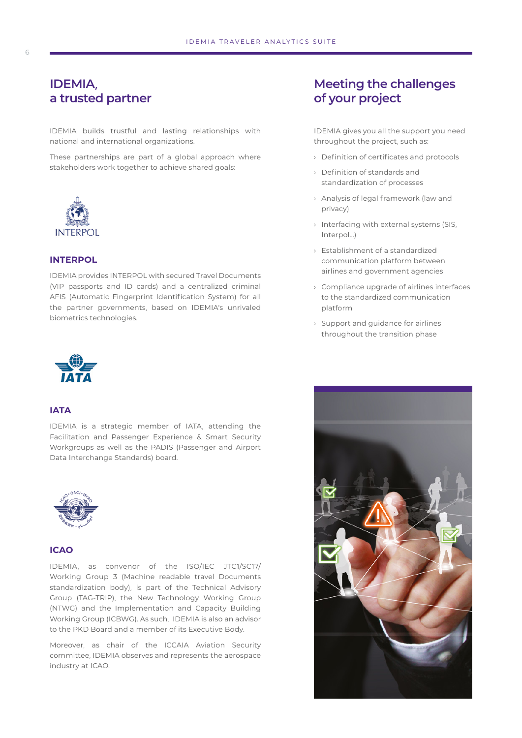## IDEMIA, a trusted partner

IDEMIA builds trustful and lasting relationships with national and international organizations.

These partnerships are part of a global approach where stakeholders work together to achieve shared goals:

### INTERPOL

IDEMIA provides INTERPOL with secured Travel Documents (VIP passports and ID cards) and a centralized criminal AFIS (Automatic Fingerprint Identification System) for all the partner governments, based on IDEMIA's unrivaled biometrics technologies.

### IATA

IDEMIA is a strategic member of IATA, attending the Facilitation and Passenger Experience & Smart Security Workgroups as well as the PADIS (Passenger and Airport Data Interchange Standards) board.

### ICAO

IDEMIA, as convenor of the ISO/IEC JTC1/SC17/ Working Group 3 (Machine readable travel Documents standardization body), is part of the Technical Advisory Group (TAG-TRIP), the New Technology Working Group (NTWG) and the Implementation and Capacity Building Working Group (ICBWG). As such, IDEMIA is also an advisor to the PKD Board and a member of its Executive Body.

Moreover, as chair of the ICCAIA Aviation Security committee, IDEMIA observes and represents the aerospace industry at ICAO.

## Meeting the challenges of your project

IDEMIA gives you all the support you need throughout the project, such as:

- Definition of certificates and protocols
- Definition of standards and standardization of processes
- Analysis of legal framework (law and privacy)
- Interfacing with external systems (SIS, Interpol...)
- Establishment of a standardized communication platform between airlines and government agencies
- Compliance upgrade of airlines interfaces to the standardized communication platform
- Support and guidance for airlines throughout the transition phase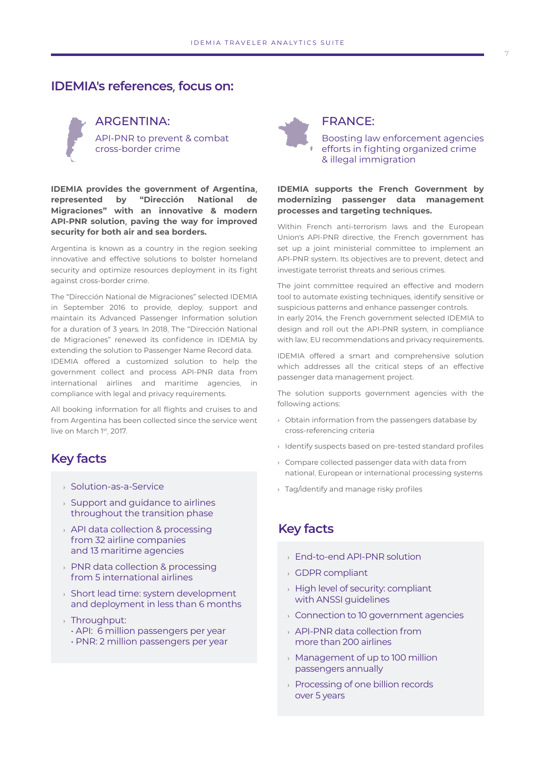## IDEMIA's references, focus on:

### ARGENTINA:

API-PNR to prevent & combat cross-border crime

**IDEMIA provides the government of Argentina, represented by "Dirección National de Migraciones" with an innovative & modern API-PNR solution, paving the way for improved security for both air and sea borders.**

Argentina is known as a country in the region seeking innovative and effective solutions to bolster homeland security and optimize resources deployment in its fight against cross-border crime.

The "Dirección National de Migraciones" selected IDEMIA in September 2016 to provide, deploy, support and maintain its Advanced Passenger Information solution for a duration of 3 years. In 2018, The "Dirección National de Migraciones" renewed its confidence in IDEMIA by extending the solution to Passenger Name Record data.
IDEMIA offered a customized solution to help the government collect and process API-PNR data from international airlines and maritime agencies, in compliance with legal and privacy requirements.

All booking information for all flights and cruises to and from Argentina has been collected since the service went live on March 1st, 2017.

### Key facts

- Solution-as-a-Service
- Support and guidance to airlines throughout the transition phase
- API data collection & processing from 32 airline companies and 13 maritime agencies
- PNR data collection & processing from 5 international airlines
- Short lead time: system development and deployment in less than 6 months
- Throughput:
  - API: 6 million passengers per year
  - PNR: 2 million passengers per year

### FRANCE:

Boosting law enforcement agencies efforts in fighting organized crime & illegal immigration

**IDEMIA supports the French Government by modernizing passenger data management processes and targeting techniques.**

Within French anti-terrorism laws and the European Union's API-PNR directive, the French government has set up a joint ministerial committee to implement an API-PNR system. Its objectives are to prevent, detect and investigate terrorist threats and serious crimes.

The joint committee required an effective and modern tool to automate existing techniques, identify sensitive or suspicious patterns and enhance passenger controls.
In early 2014, the French government selected IDEMIA to design and roll out the API-PNR system, in compliance with law, EU recommendations and privacy requirements.

IDEMIA offered a smart and comprehensive solution which addresses all the critical steps of an effective passenger data management project.

The solution supports government agencies with the following actions:

- Obtain information from the passengers database by cross-referencing criteria
- Identify suspects based on pre-tested standard profiles
- Compare collected passenger data with data from national, European or international processing systems
- Tag/identify and manage risky profiles

### Key facts

- End-to-end API-PNR solution
- GDPR compliant
- High level of security: compliant with ANSSI guidelines
- Connection to 10 government agencies
- API-PNR data collection from more than 200 airlines
- Management of up to 100 million passengers annually
- Processing of one billion records over 5 years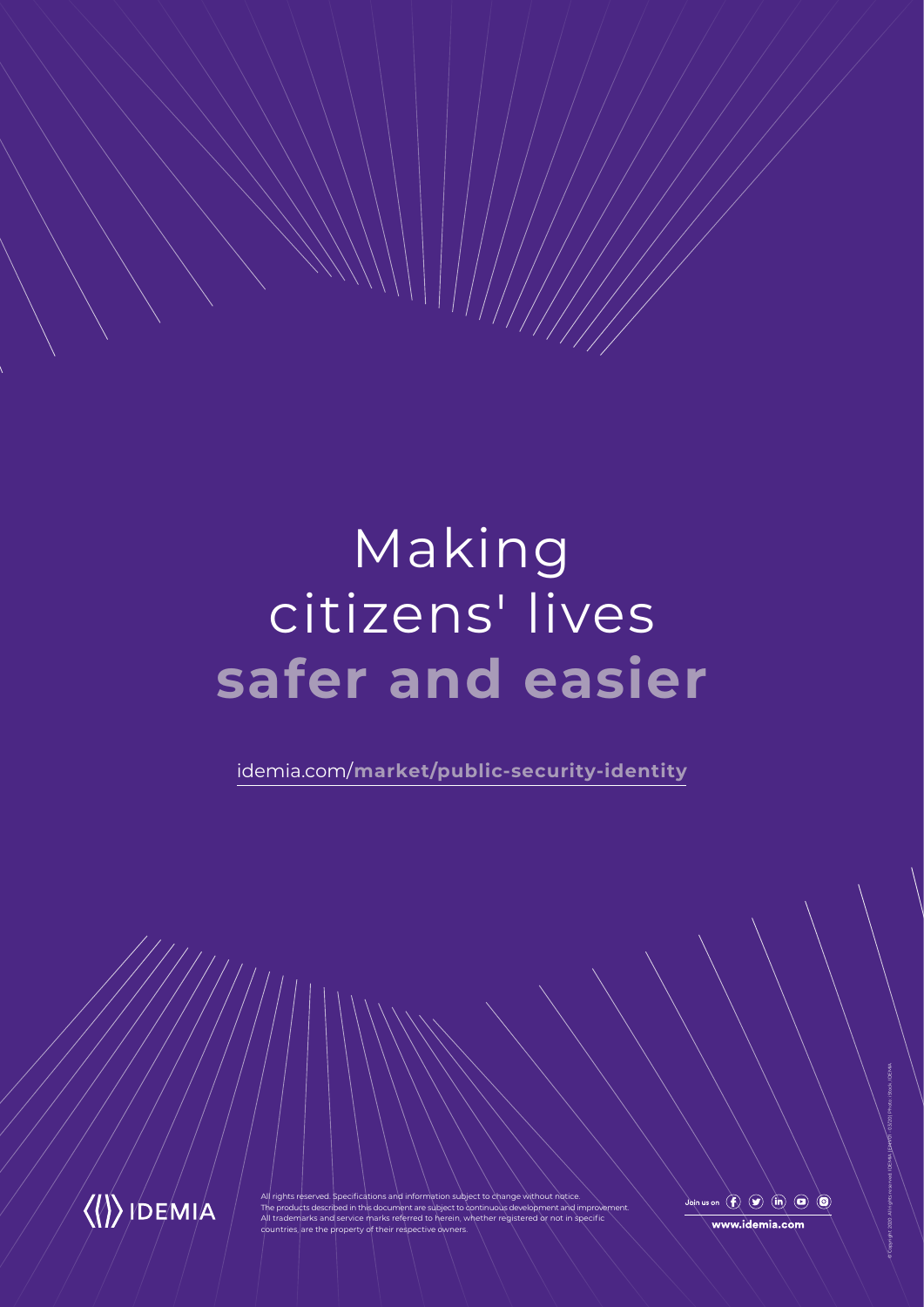# Making citizens' lives **safer and easier**

idemia.com/**market/public-security-identity**

IDEMIA

All rights reserved. Specifications and information subject to change without notice. The products described in this document are subject to continuous development and improvement. All trademarks and service marks referred to herein, whether registered or not in specific countries, are the property of their respective owners.

Join us on

**www.idemia.com**